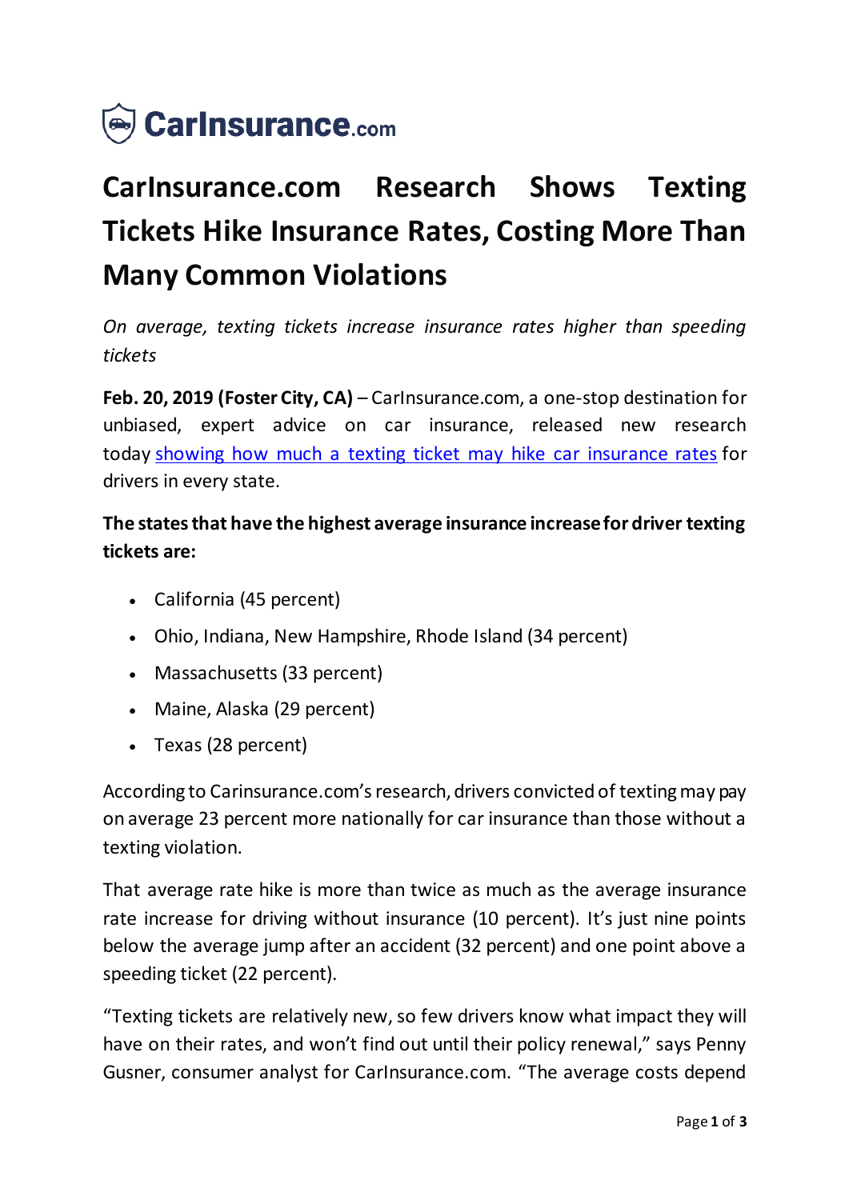CarInsurance.com

# CarInsurance.com Research Shows Texting Tickets Hike Insurance Rates, Costing More Than Many Common Violations

*On average, texting tickets increase insurance rates higher than speeding tickets*

**Feb. 20, 2019 (Foster City, CA)** – CarInsurance.com, a one-stop destination for unbiased, expert advice on car insurance, released new research today showing how much a texting ticket may hike car insurance rates for drivers in every state.

**The states that have the highest average insurance increase for driver texting tickets are:**

- California (45 percent)
- Ohio, Indiana, New Hampshire, Rhode Island (34 percent)
- Massachusetts (33 percent)
- Maine, Alaska (29 percent)
- Texas (28 percent)

According to Carinsurance.com's research, drivers convicted of texting may pay on average 23 percent more nationally for car insurance than those without a texting violation.

That average rate hike is more than twice as much as the average insurance rate increase for driving without insurance (10 percent). It's just nine points below the average jump after an accident (32 percent) and one point above a speeding ticket (22 percent).

"Texting tickets are relatively new, so few drivers know what impact they will have on their rates, and won't find out until their policy renewal," says Penny Gusner, consumer analyst for CarInsurance.com. "The average costs depend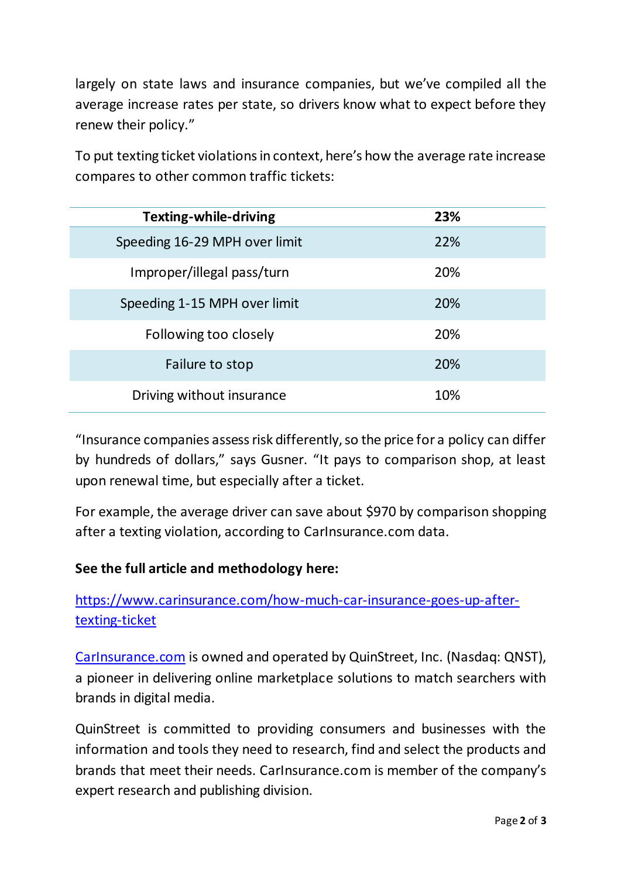largely on state laws and insurance companies, but we've compiled all the average increase rates per state, so drivers know what to expect before they renew their policy."

To put texting ticket violations in context, here's how the average rate increase compares to other common traffic tickets:

| **Texting-while-driving** | **23%** |
|---|---|
| Speeding 16-29 MPH over limit | 22% |
| Improper/illegal pass/turn | 20% |
| Speeding 1-15 MPH over limit | 20% |
| Following too closely | 20% |
| Failure to stop | 20% |
| Driving without insurance | 10% |

"Insurance companies assess risk differently, so the price for a policy can differ by hundreds of dollars," says Gusner. "It pays to comparison shop, at least upon renewal time, but especially after a ticket.

For example, the average driver can save about $970 by comparison shopping after a texting violation, according to CarInsurance.com data.

**See the full article and methodology here:**

https://www.carinsurance.com/how-much-car-insurance-goes-up-after-texting-ticket

CarInsurance.com is owned and operated by QuinStreet, Inc. (Nasdaq: QNST), a pioneer in delivering online marketplace solutions to match searchers with brands in digital media.

QuinStreet is committed to providing consumers and businesses with the information and tools they need to research, find and select the products and brands that meet their needs. CarInsurance.com is member of the company's expert research and publishing division.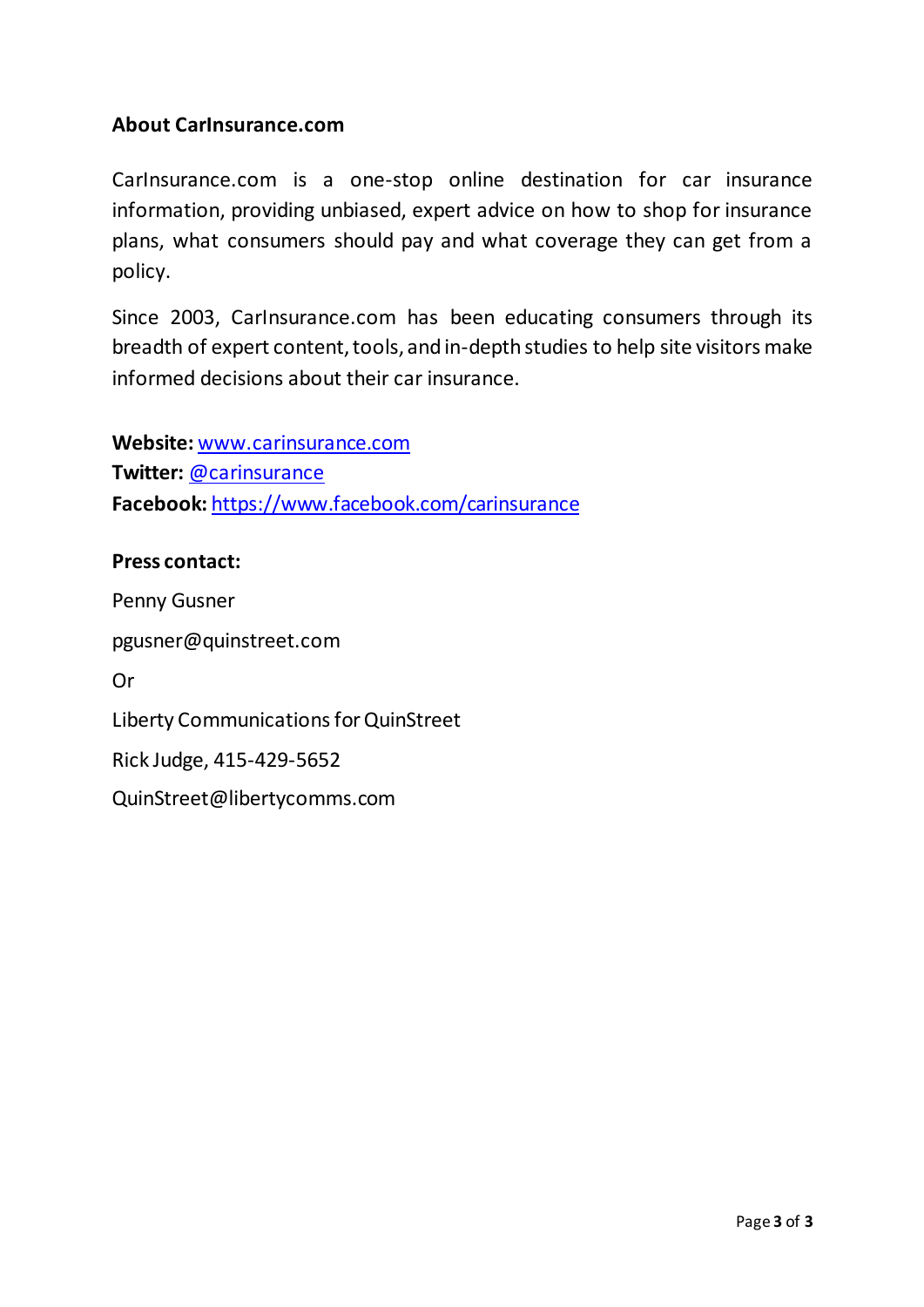**About CarInsurance.com**

CarInsurance.com is a one-stop online destination for car insurance information, providing unbiased, expert advice on how to shop for insurance plans, what consumers should pay and what coverage they can get from a policy.

Since 2003, CarInsurance.com has been educating consumers through its breadth of expert content, tools, and in-depth studies to help site visitors make informed decisions about their car insurance.

**Website:** www.carinsurance.com
**Twitter:** @carinsurance
**Facebook:** https://www.facebook.com/carinsurance

**Press contact:**

Penny Gusner

pgusner@quinstreet.com

Or

Liberty Communications for QuinStreet

Rick Judge, 415-429-5652

QuinStreet@libertycomms.com